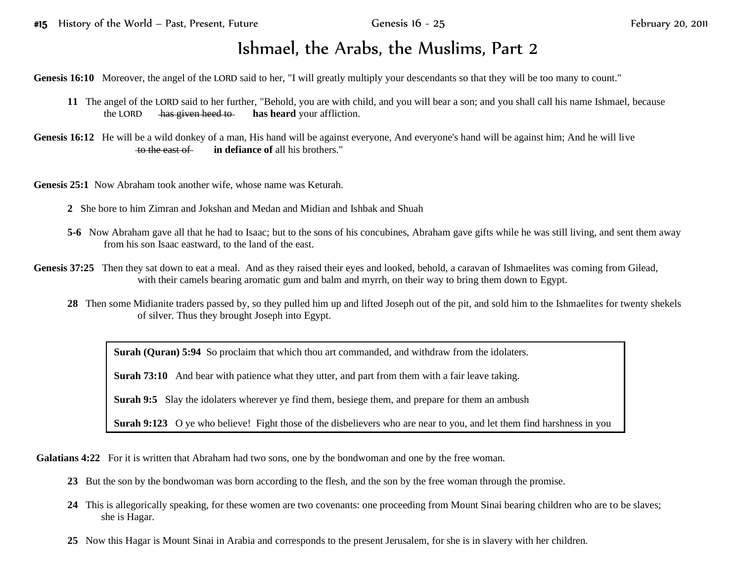#15 History of the World – Past, Present, Future | Genesis 16 - 25 | February 20, 2011

# Ishmael, the Arabs, the Muslims, Part 2

**Genesis 16:10** Moreover, the angel of the LORD said to her, "I will greatly multiply your descendants so that they will be too many to count."

**11** The angel of the LORD said to her further, "Behold, you are with child, and you will bear a son; and you shall call his name Ishmael, because the LORD ~~has given heed to~~ **has heard** your affliction.

**Genesis 16:12** He will be a wild donkey of a man, His hand will be against everyone, And everyone's hand will be against him; And he will live ~~to the east of~~ **in defiance of** all his brothers."

**Genesis 25:1** Now Abraham took another wife, whose name was Keturah.

**2** She bore to him Zimran and Jokshan and Medan and Midian and Ishbak and Shuah

**5-6** Now Abraham gave all that he had to Isaac; but to the sons of his concubines, Abraham gave gifts while he was still living, and sent them away from his son Isaac eastward, to the land of the east.

**Genesis 37:25** Then they sat down to eat a meal. And as they raised their eyes and looked, behold, a caravan of Ishmaelites was coming from Gilead, with their camels bearing aromatic gum and balm and myrrh, on their way to bring them down to Egypt.

**28** Then some Midianite traders passed by, so they pulled him up and lifted Joseph out of the pit, and sold him to the Ishmaelites for twenty shekels of silver. Thus they brought Joseph into Egypt.

> **Surah (Quran) 5:94** So proclaim that which thou art commanded, and withdraw from the idolaters.
>
> **Surah 73:10** And bear with patience what they utter, and part from them with a fair leave taking.
>
> **Surah 9:5** Slay the idolaters wherever ye find them, besiege them, and prepare for them an ambush
>
> **Surah 9:123** O ye who believe! Fight those of the disbelievers who are near to you, and let them find harshness in you

**Galatians 4:22** For it is written that Abraham had two sons, one by the bondwoman and one by the free woman.

**23** But the son by the bondwoman was born according to the flesh, and the son by the free woman through the promise.

**24** This is allegorically speaking, for these women are two covenants: one proceeding from Mount Sinai bearing children who are to be slaves; she is Hagar.

**25** Now this Hagar is Mount Sinai in Arabia and corresponds to the present Jerusalem, for she is in slavery with her children.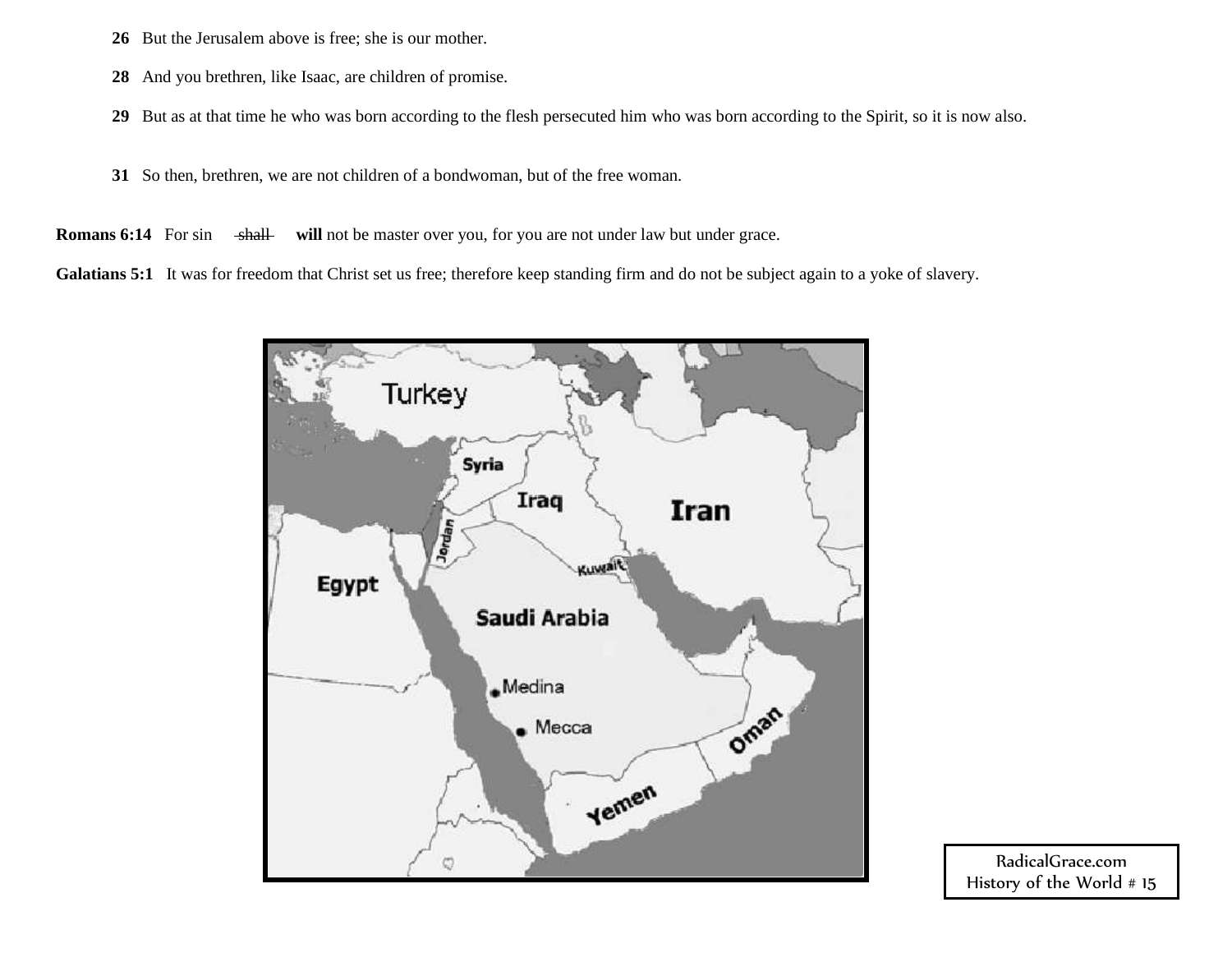**26** But the Jerusalem above is free; she is our mother.

**28** And you brethren, like Isaac, are children of promise.

**29** But as at that time he who was born according to the flesh persecuted him who was born according to the Spirit, so it is now also.

**31** So then, brethren, we are not children of a bondwoman, but of the free woman.

**Romans 6:14** For sin ~~shall~~ **will** not be master over you, for you are not under law but under grace.

**Galatians 5:1** It was for freedom that Christ set us free; therefore keep standing firm and do not be subject again to a yoke of slavery.